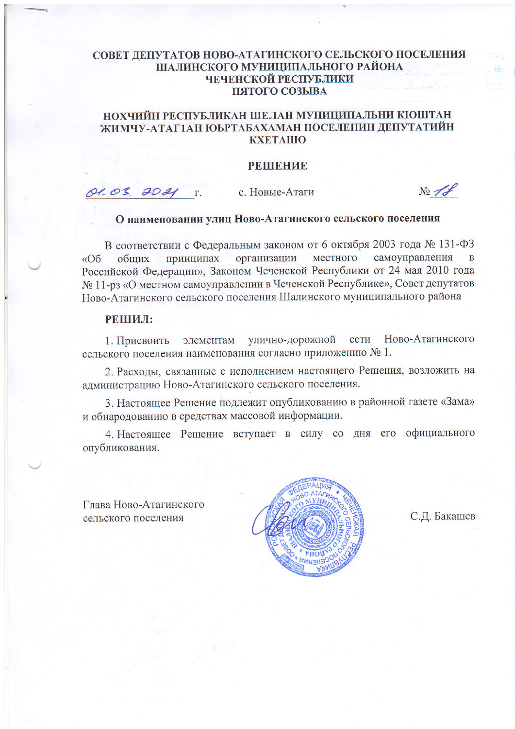**СОВЕТ ДЕПУТАТОВ НОВО-АТАГИНСКОГО СЕЛЬСКОГО ПОСЕЛЕНИЯ
ШАЛИНСКОГО МУНИЦИПАЛЬНОГО РАЙОНА
ЧЕЧЕНСКОЙ РЕСПУБЛИКИ
ПЯТОГО СОЗЫВА**

**НОХЧИЙН РЕСПУБЛИКАН ШЕЛАН МУНИЦИПАЛЬНИ КIОШТАН
ЖИМЧУ-АТАГIАН ЮЬРТАБАХАМАН ПОСЕЛЕНИН ДЕПУТАТИЙН
КХЕТАШО**

# РЕШЕНИЕ

01.03.2021 г. с. Новые-Атаги № 18

## О наименовании улиц Ново-Атагинского сельского поселения

В соответствии с Федеральным законом от 6 октября 2003 года № 131-ФЗ «Об общих принципах организации местного самоуправления в Российской Федерации», Законом Чеченской Республики от 24 мая 2010 года № 11-рз «О местном самоуправлении в Чеченской Республике», Совет депутатов Ново-Атагинского сельского поселения Шалинского муниципального района

**РЕШИЛ:**

1. Присвоить элементам улично-дорожной сети Ново-Атагинского сельского поселения наименования согласно приложению № 1.

2. Расходы, связанные с исполнением настоящего Решения, возложить на администрацию Ново-Атагинского сельского поселения.

3. Настоящее Решение подлежит опубликованию в районной газете «Зама» и обнародованию в средствах массовой информации.

4. Настоящее Решение вступает в силу со дня его официального опубликования.

Глава Ново-Атагинского
сельского поселения С.Д. Бакашев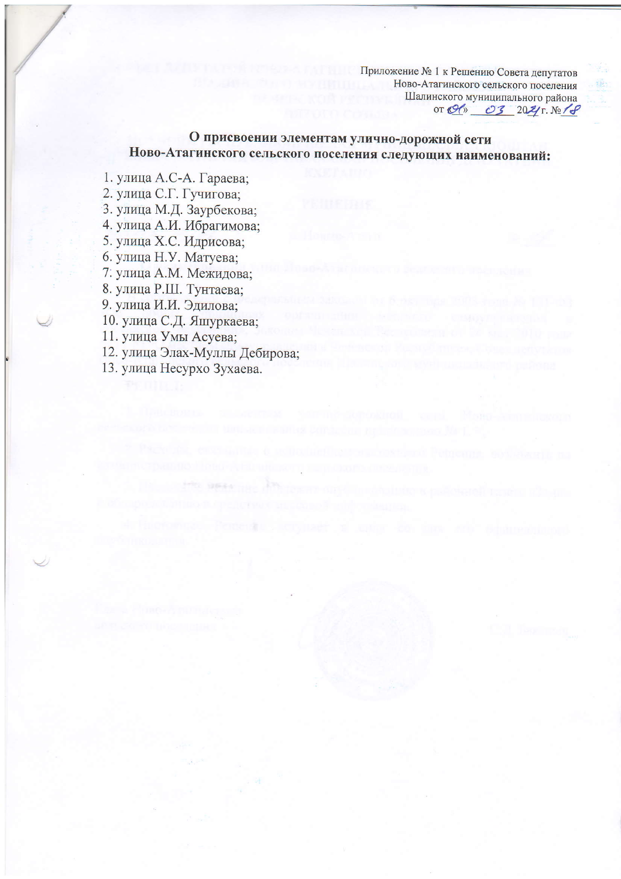Приложение № 1 к Решению Совета депутатов
Ново-Атагинского сельского поселения
Шалинского муниципального района
от «01» 03 2024 г. № 18

## О присвоении элементам улично-дорожной сети Ново-Атагинского сельского поселения следующих наименований:

1. улица А.С-А. Гараева;
2. улица С.Г. Гучигова;
3. улица М.Д. Заурбекова;
4. улица А.И. Ибрагимова;
5. улица Х.С. Идрисова;
6. улица Н.У. Матуева;
7. улица А.М. Межидова;
8. улица Р.Ш. Тунтаева;
9. улица И.И. Эдилова;
10. улица С.Д. Яшуркаева;
11. улица Умы Асуева;
12. улица Элах-Муллы Дебирова;
13. улица Несурхо Зухаева.